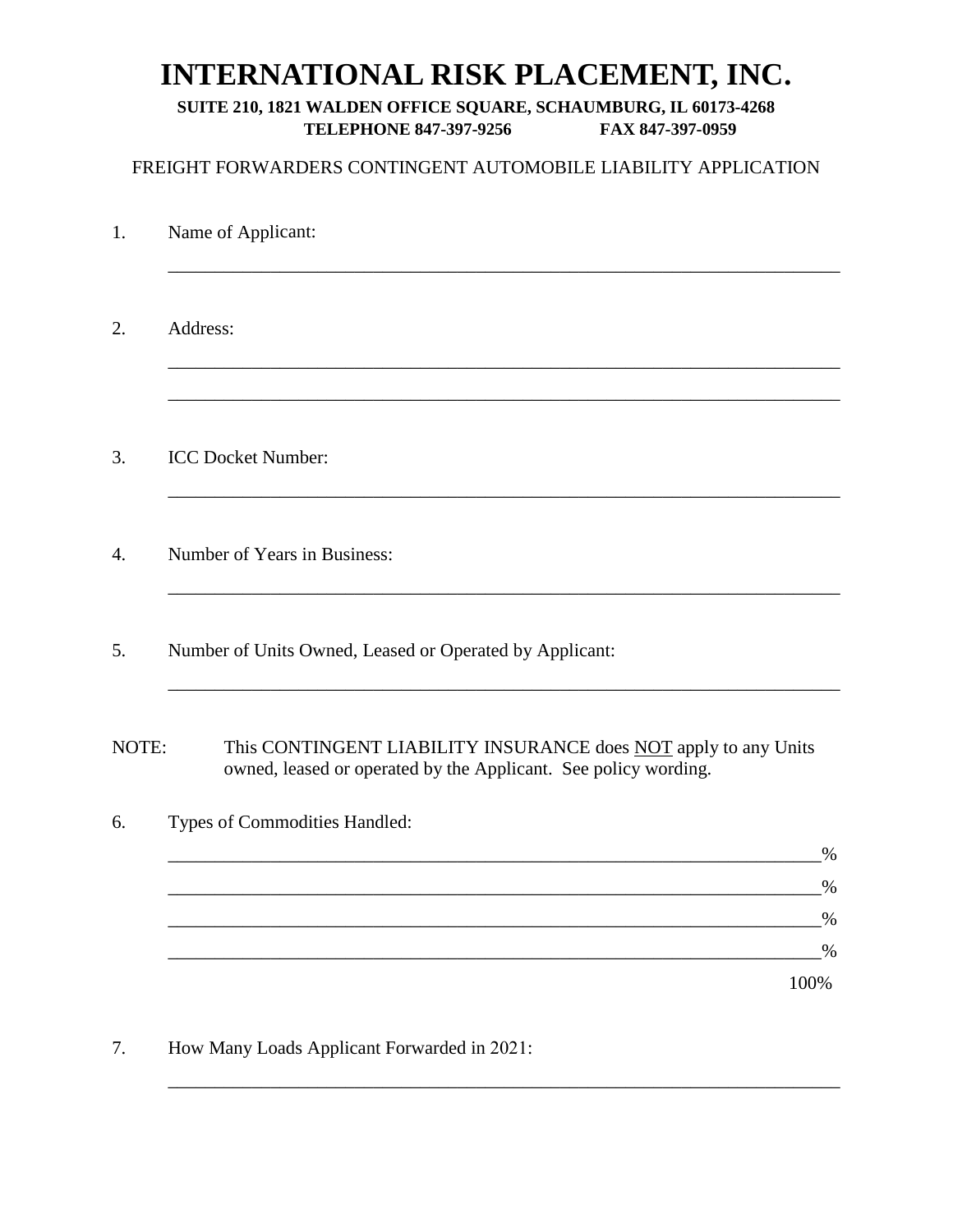# INTERNATIONAL RISK PLACEMENT, INC.

**SUITE 210, 1821 WALDEN OFFICE SQUARE, SCHAUMBURG, IL 60173-4268**
**TELEPHONE 847-397-9256 FAX 847-397-0959**

FREIGHT FORWARDERS CONTINGENT AUTOMOBILE LIABILITY APPLICATION

1. Name of Applicant:

   ______________________________________________________________________

2. Address:

   ______________________________________________________________________

   ______________________________________________________________________

3. ICC Docket Number:

   ______________________________________________________________________

4. Number of Years in Business:

   ______________________________________________________________________

5. Number of Units Owned, Leased or Operated by Applicant:

   ______________________________________________________________________

NOTE: This CONTINGENT LIABILITY INSURANCE does <u>NOT</u> apply to any Units owned, leased or operated by the Applicant. See policy wording.

6. Types of Commodities Handled:

   ____________________________________________________________________%

   ____________________________________________________________________%

   ____________________________________________________________________%

   ____________________________________________________________________%

   100%

7. How Many Loads Applicant Forwarded in 2021:

   ______________________________________________________________________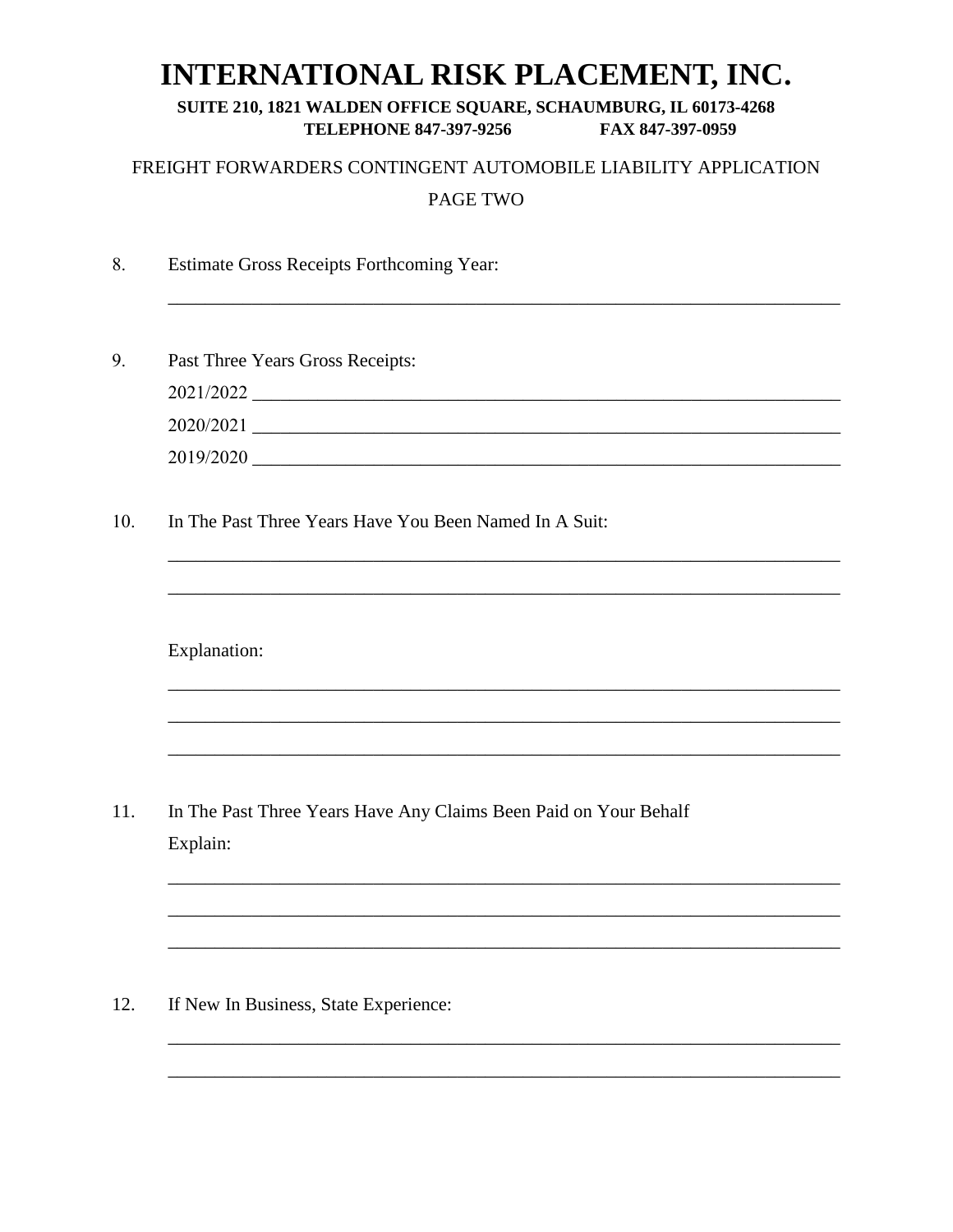# INTERNATIONAL RISK PLACEMENT, INC.

**SUITE 210, 1821 WALDEN OFFICE SQUARE, SCHAUMBURG, IL 60173-4268**

**TELEPHONE 847-397-9256 FAX 847-397-0959**

FREIGHT FORWARDERS CONTINGENT AUTOMOBILE LIABILITY APPLICATION

PAGE TWO

8. Estimate Gross Receipts Forthcoming Year:

   ___________________________________________________________________________

9. Past Three Years Gross Receipts:

   2021/2022 _______________________________________________________________

   2020/2021 _______________________________________________________________

   2019/2020 _______________________________________________________________

10. In The Past Three Years Have You Been Named In A Suit:

    ___________________________________________________________________________

    ___________________________________________________________________________

    Explanation:

    ___________________________________________________________________________

    ___________________________________________________________________________

    ___________________________________________________________________________

11. In The Past Three Years Have Any Claims Been Paid on Your Behalf

    Explain:

    ___________________________________________________________________________

    ___________________________________________________________________________

    ___________________________________________________________________________

12. If New In Business, State Experience:

    ___________________________________________________________________________

    ___________________________________________________________________________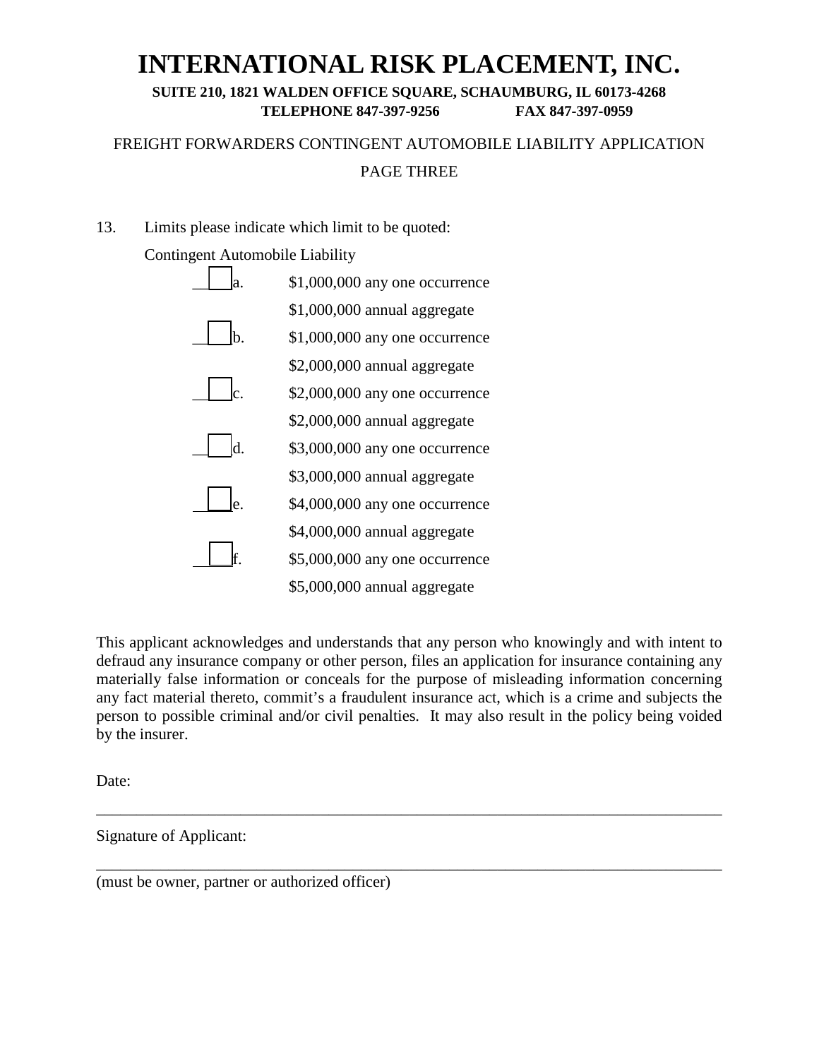# INTERNATIONAL RISK PLACEMENT, INC.

**SUITE 210, 1821 WALDEN OFFICE SQUARE, SCHAUMBURG, IL 60173-4268**
**TELEPHONE 847-397-9256 FAX 847-397-0959**

FREIGHT FORWARDERS CONTINGENT AUTOMOBILE LIABILITY APPLICATION

PAGE THREE

13. Limits please indicate which limit to be quoted:

Contingent Automobile Liability

- ☐ a. $1,000,000 any one occurrence
  $1,000,000 annual aggregate
- ☐ b. $1,000,000 any one occurrence
  $2,000,000 annual aggregate
- ☐ c. $2,000,000 any one occurrence
  $2,000,000 annual aggregate
- ☐ d. $3,000,000 any one occurrence
  $3,000,000 annual aggregate
- ☐ e. $4,000,000 any one occurrence
  $4,000,000 annual aggregate
- ☐ f. $5,000,000 any one occurrence
  $5,000,000 annual aggregate

This applicant acknowledges and understands that any person who knowingly and with intent to defraud any insurance company or other person, files an application for insurance containing any materially false information or conceals for the purpose of misleading information concerning any fact material thereto, commit's a fraudulent insurance act, which is a crime and subjects the person to possible criminal and/or civil penalties. It may also result in the policy being voided by the insurer.

Date:

______________________________________________________________________________

Signature of Applicant:

______________________________________________________________________________

(must be owner, partner or authorized officer)